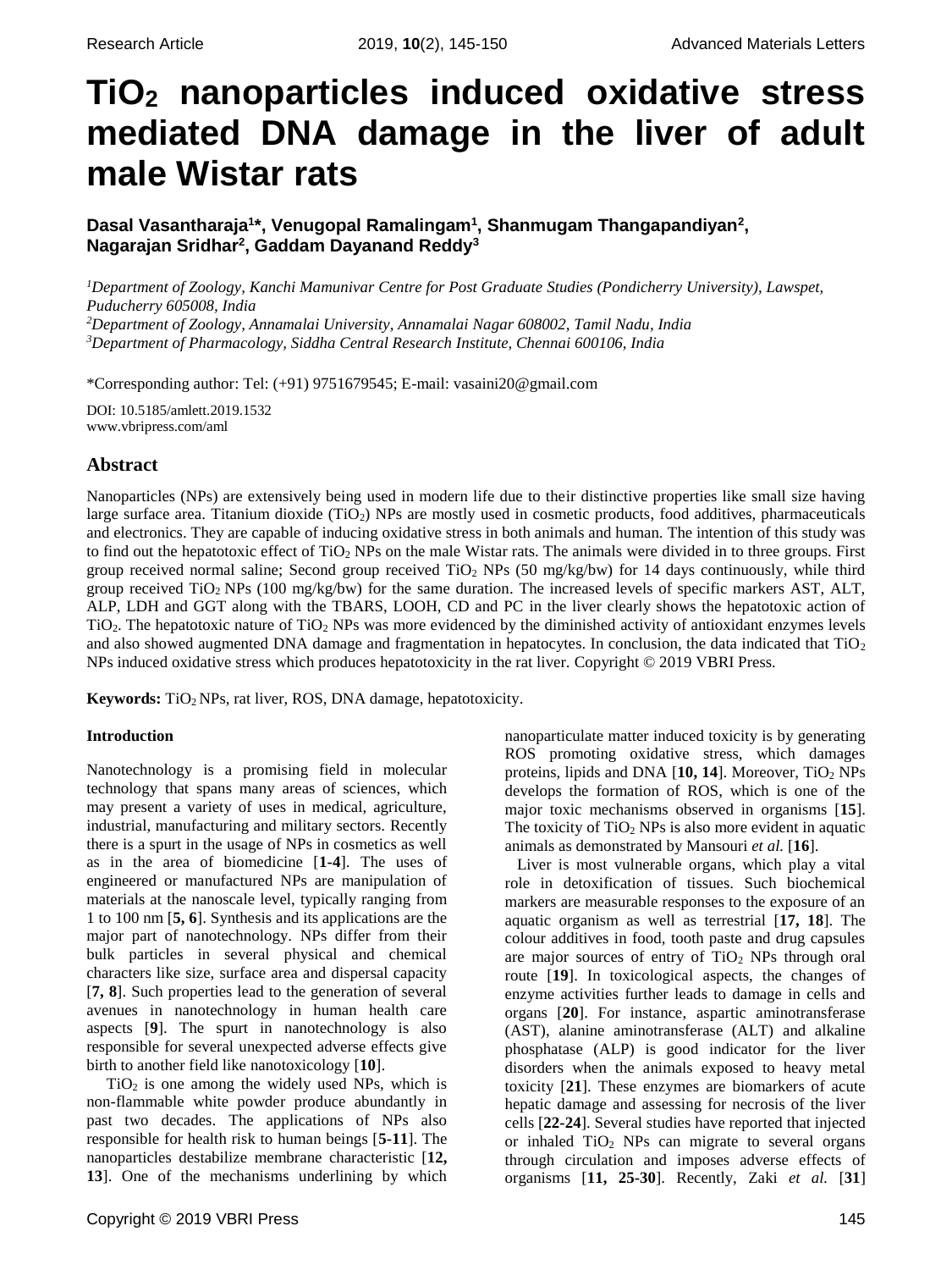# $TiO_2$ nanoparticles induced oxidative stress mediated DNA damage in the liver of adult male Wistar rats

**Dasal Vasantharaja[1]\*, Venugopal Ramalingam[1], Shanmugam Thangapandiyan[2], Nagarajan Sridhar[2], Gaddam Dayanand Reddy[3]**

*[1]Department of Zoology, Kanchi Mamunivar Centre for Post Graduate Studies (Pondicherry University), Lawspet, Puducherry 605008, India*
*[2]Department of Zoology, Annamalai University, Annamalai Nagar 608002, Tamil Nadu, India*
*[3]Department of Pharmacology, Siddha Central Research Institute, Chennai 600106, India*

*Corresponding author: Tel: (+91) 9751679545; E-mail: vasaini20@gmail.com

DOI: 10.5185/amlett.2019.1532
www.vbripress.com/aml

## Abstract

Nanoparticles (NPs) are extensively being used in modern life due to their distinctive properties like small size having large surface area. Titanium dioxide ($TiO_2$) NPs are mostly used in cosmetic products, food additives, pharmaceuticals and electronics. They are capable of inducing oxidative stress in both animals and human. The intention of this study was to find out the hepatotoxic effect of $TiO_2$ NPs on the male Wistar rats. The animals were divided in to three groups. First group received normal saline; Second group received $TiO_2$ NPs (50 mg/kg/bw) for 14 days continuously, while third group received $TiO_2$ NPs (100 mg/kg/bw) for the same duration. The increased levels of specific markers AST, ALT, ALP, LDH and GGT along with the TBARS, LOOH, CD and PC in the liver clearly shows the hepatotoxic action of $TiO_2$. The hepatotoxic nature of $TiO_2$ NPs was more evidenced by the diminished activity of antioxidant enzymes levels and also showed augmented DNA damage and fragmentation in hepatocytes. In conclusion, the data indicated that $TiO_2$ NPs induced oxidative stress which produces hepatotoxicity in the rat liver. Copyright © 2019 VBRI Press.

**Keywords:** $TiO_2$ NPs, rat liver, ROS, DNA damage, hepatotoxicity.

### Introduction

Nanotechnology is a promising field in molecular technology that spans many areas of sciences, which may present a variety of uses in medical, agriculture, industrial, manufacturing and military sectors. Recently there is a spurt in the usage of NPs in cosmetics as well as in the area of biomedicine [**1-4**]. The uses of engineered or manufactured NPs are manipulation of materials at the nanoscale level, typically ranging from 1 to 100 nm [**5, 6**]. Synthesis and its applications are the major part of nanotechnology. NPs differ from their bulk particles in several physical and chemical characters like size, surface area and dispersal capacity [**7, 8**]. Such properties lead to the generation of several avenues in nanotechnology in human health care aspects [**9**]. The spurt in nanotechnology is also responsible for several unexpected adverse effects give birth to another field like nanotoxicology [**10**].

$TiO_2$ is one among the widely used NPs, which is non-flammable white powder produce abundantly in past two decades. The applications of NPs also responsible for health risk to human beings [**5-11**]. The nanoparticles destabilize membrane characteristic [**12, 13**]. One of the mechanisms underlining by which nanoparticulate matter induced toxicity is by generating ROS promoting oxidative stress, which damages proteins, lipids and DNA [**10, 14**]. Moreover, $TiO_2$ NPs develops the formation of ROS, which is one of the major toxic mechanisms observed in organisms [**15**]. The toxicity of $TiO_2$ NPs is also more evident in aquatic animals as demonstrated by Mansouri *et al.* [**16**].

Liver is most vulnerable organs, which play a vital role in detoxification of tissues. Such biochemical markers are measurable responses to the exposure of an aquatic organism as well as terrestrial [**17, 18**]. The colour additives in food, tooth paste and drug capsules are major sources of entry of $TiO_2$ NPs through oral route [**19**]. In toxicological aspects, the changes of enzyme activities further leads to damage in cells and organs [**20**]. For instance, aspartic aminotransferase (AST), alanine aminotransferase (ALT) and alkaline phosphatase (ALP) is good indicator for the liver disorders when the animals exposed to heavy metal toxicity [**21**]. These enzymes are biomarkers of acute hepatic damage and assessing for necrosis of the liver cells [**22-24**]. Several studies have reported that injected or inhaled $TiO_2$ NPs can migrate to several organs through circulation and imposes adverse effects of organisms [**11, 25-30**]. Recently, Zaki *et al.* [**31**]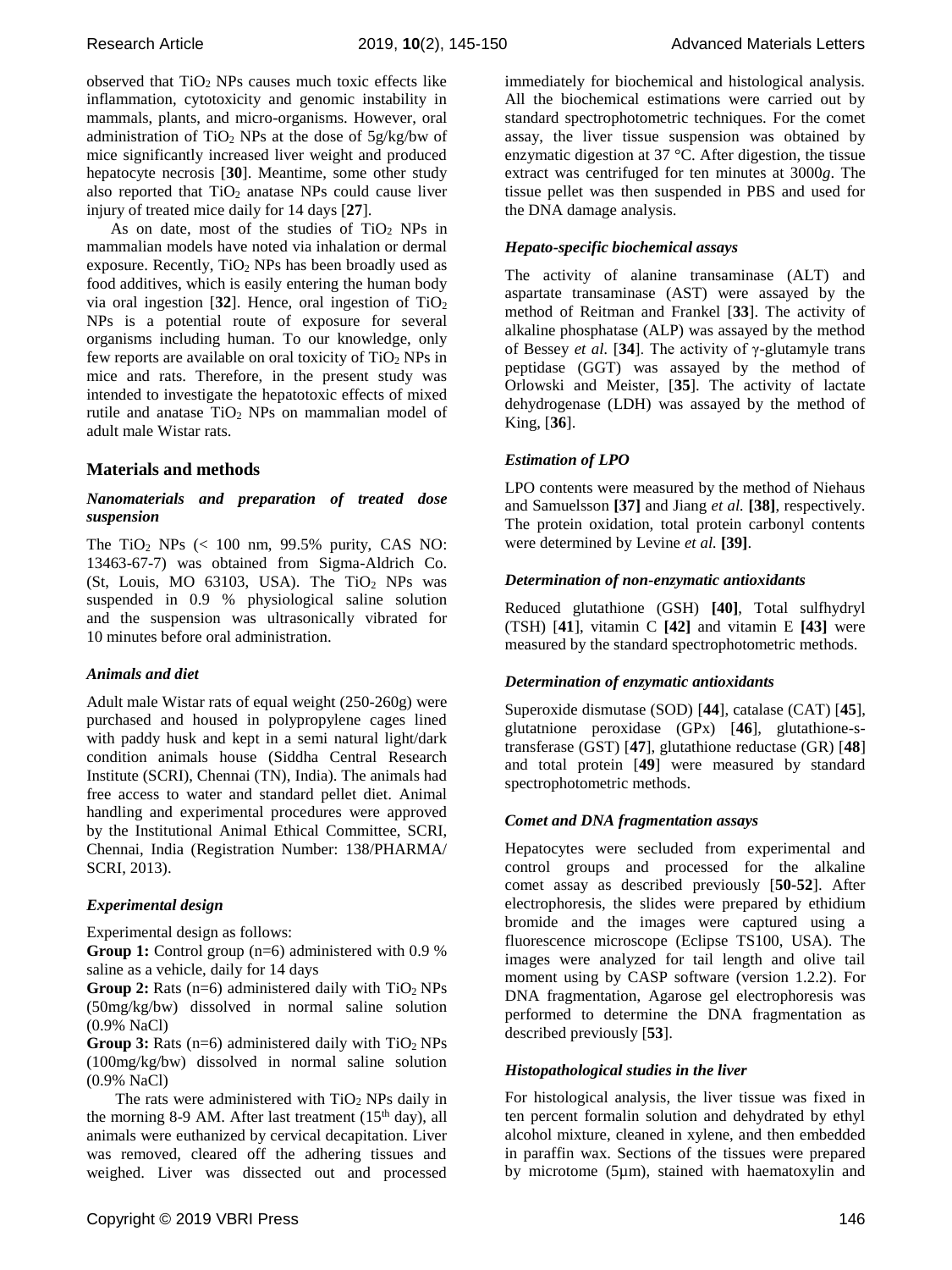observed that $TiO_2$ NPs causes much toxic effects like inflammation, cytotoxicity and genomic instability in mammals, plants, and micro-organisms. However, oral administration of $TiO_2$ NPs at the dose of 5g/kg/bw of mice significantly increased liver weight and produced hepatocyte necrosis [**30**]. Meantime, some other study also reported that $TiO_2$ anatase NPs could cause liver injury of treated mice daily for 14 days [**27**].

As on date, most of the studies of $TiO_2$ NPs in mammalian models have noted via inhalation or dermal exposure. Recently, $TiO_2$ NPs has been broadly used as food additives, which is easily entering the human body via oral ingestion [**32**]. Hence, oral ingestion of $TiO_2$ NPs is a potential route of exposure for several organisms including human. To our knowledge, only few reports are available on oral toxicity of $TiO_2$ NPs in mice and rats. Therefore, in the present study was intended to investigate the hepatotoxic effects of mixed rutile and anatase $TiO_2$ NPs on mammalian model of adult male Wistar rats.

## Materials and methods

### *Nanomaterials and preparation of treated dose suspension*

The $TiO_2$ NPs (< 100 nm, 99.5% purity, CAS NO: 13463-67-7) was obtained from Sigma-Aldrich Co. (St, Louis, MO 63103, USA). The $TiO_2$ NPs was suspended in 0.9 % physiological saline solution and the suspension was ultrasonically vibrated for 10 minutes before oral administration.

### *Animals and diet*

Adult male Wistar rats of equal weight (250-260g) were purchased and housed in polypropylene cages lined with paddy husk and kept in a semi natural light/dark condition animals house (Siddha Central Research Institute (SCRI), Chennai (TN), India). The animals had free access to water and standard pellet diet. Animal handling and experimental procedures were approved by the Institutional Animal Ethical Committee, SCRI, Chennai, India (Registration Number: 138/PHARMA/ SCRI, 2013).

### *Experimental design*

Experimental design as follows:

**Group 1:** Control group (n=6) administered with 0.9 % saline as a vehicle, daily for 14 days

**Group 2:** Rats (n=6) administered daily with $TiO_2$ NPs (50mg/kg/bw) dissolved in normal saline solution (0.9% NaCl)

**Group 3:** Rats (n=6) administered daily with $TiO_2$ NPs (100mg/kg/bw) dissolved in normal saline solution (0.9% NaCl)

The rats were administered with $TiO_2$ NPs daily in the morning 8-9 AM. After last treatment (15$^{th}$ day), all animals were euthanized by cervical decapitation. Liver was removed, cleared off the adhering tissues and weighed. Liver was dissected out and processed immediately for biochemical and histological analysis. All the biochemical estimations were carried out by standard spectrophotometric techniques. For the comet assay, the liver tissue suspension was obtained by enzymatic digestion at 37 °C. After digestion, the tissue extract was centrifuged for ten minutes at 3000*g*. The tissue pellet was then suspended in PBS and used for the DNA damage analysis.

### *Hepato-specific biochemical assays*

The activity of alanine transaminase (ALT) and aspartate transaminase (AST) were assayed by the method of Reitman and Frankel [**33**]. The activity of alkaline phosphatase (ALP) was assayed by the method of Bessey *et al.* [**34**]. The activity of γ-glutamyle trans peptidase (GGT) was assayed by the method of Orlowski and Meister, [**35**]. The activity of lactate dehydrogenase (LDH) was assayed by the method of King, [**36**].

### *Estimation of LPO*

LPO contents were measured by the method of Niehaus and Samuelsson **[37]** and Jiang *et al.* **[38]**, respectively. The protein oxidation, total protein carbonyl contents were determined by Levine *et al.* **[39]**.

### *Determination of non-enzymatic antioxidants*

Reduced glutathione (GSH) **[40]**, Total sulfhydryl (TSH) [**41**], vitamin C **[42]** and vitamin E **[43]** were measured by the standard spectrophotometric methods.

### *Determination of enzymatic antioxidants*

Superoxide dismutase (SOD) [**44**], catalase (CAT) [**45**], glutatnione peroxidase (GPx) [**46**], glutathione-s-transferase (GST) [**47**], glutathione reductase (GR) [**48**] and total protein [**49**] were measured by standard spectrophotometric methods.

### *Comet and DNA fragmentation assays*

Hepatocytes were secluded from experimental and control groups and processed for the alkaline comet assay as described previously [**50-52**]. After electrophoresis, the slides were prepared by ethidium bromide and the images were captured using a fluorescence microscope (Eclipse TS100, USA). The images were analyzed for tail length and olive tail moment using by CASP software (version 1.2.2). For DNA fragmentation, Agarose gel electrophoresis was performed to determine the DNA fragmentation as described previously [**53**].

### *Histopathological studies in the liver*

For histological analysis, the liver tissue was fixed in ten percent formalin solution and dehydrated by ethyl alcohol mixture, cleaned in xylene, and then embedded in paraffin wax. Sections of the tissues were prepared by microtome (5µm), stained with haematoxylin and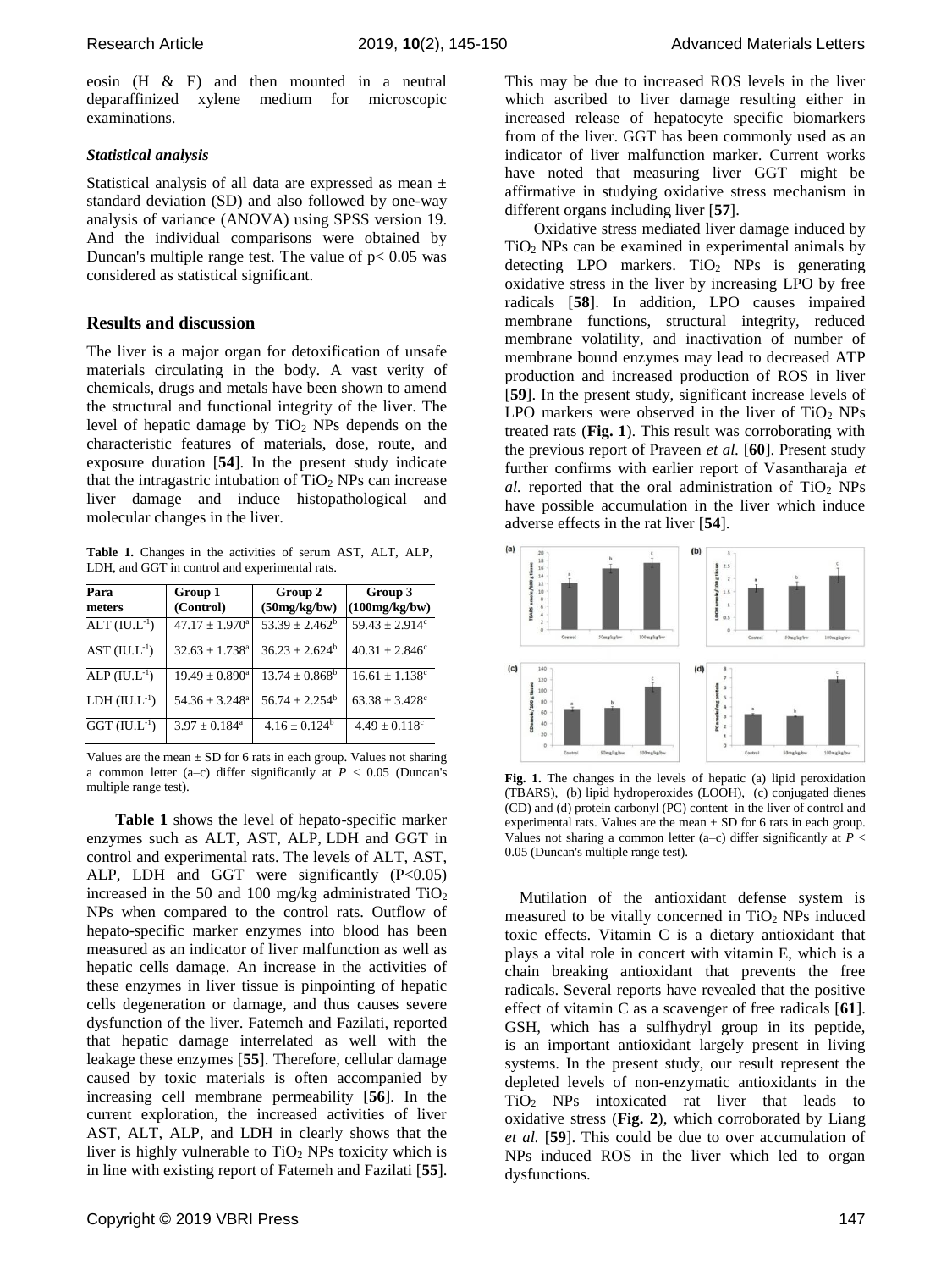eosin (H & E) and then mounted in a neutral deparaffinized xylene medium for microscopic examinations.

### *Statistical analysis*

Statistical analysis of all data are expressed as mean ± standard deviation (SD) and also followed by one-way analysis of variance (ANOVA) using SPSS version 19. And the individual comparisons were obtained by Duncan's multiple range test. The value of $p < 0.05$ was considered as statistical significant.

## Results and discussion

The liver is a major organ for detoxification of unsafe materials circulating in the body. A vast verity of chemicals, drugs and metals have been shown to amend the structural and functional integrity of the liver. The level of hepatic damage by $TiO_2$ NPs depends on the characteristic features of materials, dose, route, and exposure duration [**54**]. In the present study indicate that the intragastric intubation of $TiO_2$ NPs can increase liver damage and induce histopathological and molecular changes in the liver.

**Table 1.** Changes in the activities of serum AST, ALT, ALP, LDH, and GGT in control and experimental rats.

| Para meters | Group 1 (Control) | Group 2 (50mg/kg/bw) | Group 3 (100mg/kg/bw) |
|---|---|---|---|
| ALT ($IU.L^{-1}$) | $47.17 \pm 1.970^a$ | $53.39 \pm 2.462^b$ | $59.43 \pm 2.914^c$ |
| AST ($IU.L^{-1}$) | $32.63 \pm 1.738^a$ | $36.23 \pm 2.624^b$ | $40.31 \pm 2.846^c$ |
| ALP ($IU.L^{-1}$) | $19.49 \pm 0.890^a$ | $13.74 \pm 0.868^b$ | $16.61 \pm 1.138^c$ |
| LDH ($IU.L^{-1}$) | $54.36 \pm 3.248^a$ | $56.74 \pm 2.254^b$ | $63.38 \pm 3.428^c$ |
| GGT ($IU.L^{-1}$) | $3.97 \pm 0.184^a$ | $4.16 \pm 0.124^b$ | $4.49 \pm 0.118^c$ |

Values are the mean ± SD for 6 rats in each group. Values not sharing a common letter (a–c) differ significantly at $P < 0.05$ (Duncan's multiple range test).

**Table 1** shows the level of hepato-specific marker enzymes such as ALT, AST, ALP, LDH and GGT in control and experimental rats. The levels of ALT, AST, ALP, LDH and GGT were significantly ($P<0.05$) increased in the 50 and 100 mg/kg administrated $TiO_2$ NPs when compared to the control rats. Outflow of hepato-specific marker enzymes into blood has been measured as an indicator of liver malfunction as well as hepatic cells damage. An increase in the activities of these enzymes in liver tissue is pinpointing of hepatic cells degeneration or damage, and thus causes severe dysfunction of the liver. Fatemeh and Fazilati, reported that hepatic damage interrelated as well with the leakage these enzymes [**55**]. Therefore, cellular damage caused by toxic materials is often accompanied by increasing cell membrane permeability [**56**]. In the current exploration, the increased activities of liver AST, ALT, ALP, and LDH in clearly shows that the liver is highly vulnerable to $TiO_2$ NPs toxicity which is in line with existing report of Fatemeh and Fazilati [**55**]. This may be due to increased ROS levels in the liver which ascribed to liver damage resulting either in increased release of hepatocyte specific biomarkers from of the liver. GGT has been commonly used as an indicator of liver malfunction marker. Current works have noted that measuring liver GGT might be affirmative in studying oxidative stress mechanism in different organs including liver [**57**].

Oxidative stress mediated liver damage induced by $TiO_2$ NPs can be examined in experimental animals by detecting LPO markers. $TiO_2$ NPs is generating oxidative stress in the liver by increasing LPO by free radicals [**58**]. In addition, LPO causes impaired membrane functions, structural integrity, reduced membrane volatility, and inactivation of number of membrane bound enzymes may lead to decreased ATP production and increased production of ROS in liver [**59**]. In the present study, significant increase levels of LPO markers were observed in the liver of $TiO_2$ NPs treated rats (**Fig. 1**). This result was corroborating with the previous report of Praveen *et al.* [**60**]. Present study further confirms with earlier report of Vasantharaja *et al.* reported that the oral administration of $TiO_2$ NPs have possible accumulation in the liver which induce adverse effects in the rat liver [**54**].

**Fig. 1.** The changes in the levels of hepatic (a) lipid peroxidation (TBARS), (b) lipid hydroperoxides (LOOH), (c) conjugated dienes (CD) and (d) protein carbonyl (PC) content in the liver of control and experimental rats. Values are the mean ± SD for 6 rats in each group. Values not sharing a common letter (a–c) differ significantly at $P < 0.05$ (Duncan's multiple range test).

Mutilation of the antioxidant defense system is measured to be vitally concerned in $TiO_2$ NPs induced toxic effects. Vitamin C is a dietary antioxidant that plays a vital role in concert with vitamin E, which is a chain breaking antioxidant that prevents the free radicals. Several reports have revealed that the positive effect of vitamin C as a scavenger of free radicals [**61**]. GSH, which has a sulfhydryl group in its peptide, is an important antioxidant largely present in living systems. In the present study, our result represent the depleted levels of non-enzymatic antioxidants in the $TiO_2$ NPs intoxicated rat liver that leads to oxidative stress (**Fig. 2**), which corroborated by Liang *et al.* [**59**]. This could be due to over accumulation of NPs induced ROS in the liver which led to organ dysfunctions.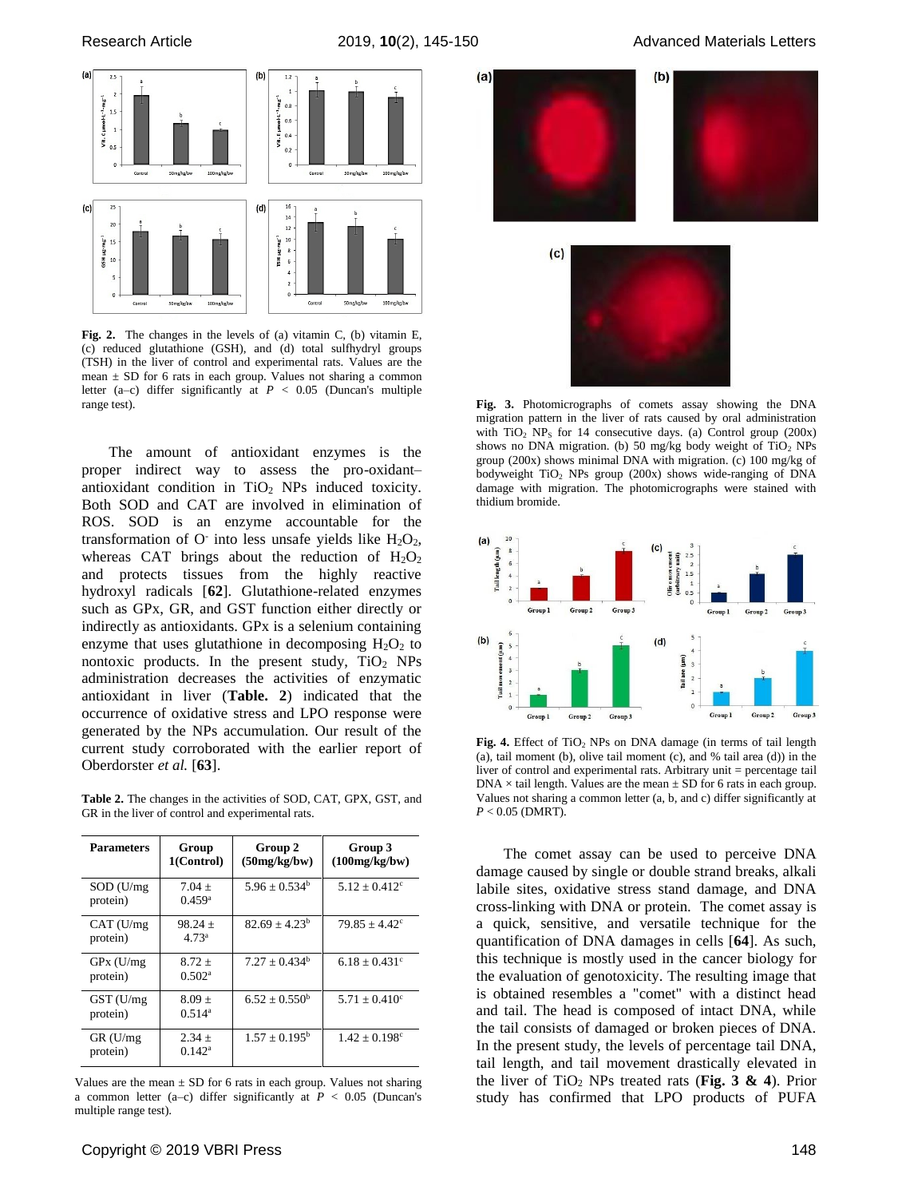Fig. 2. The changes in the levels of (a) vitamin C, (b) vitamin E, (c) reduced glutathione (GSH), and (d) total sulfhydryl groups (TSH) in the liver of control and experimental rats. Values are the mean ± SD for 6 rats in each group. Values not sharing a common letter (a–c) differ significantly at $P < 0.05$ (Duncan's multiple range test).

The amount of antioxidant enzymes is the proper indirect way to assess the pro-oxidant–antioxidant condition in $TiO_2$ NPs induced toxicity. Both SOD and CAT are involved in elimination of ROS. SOD is an enzyme accountable for the transformation of $O^-$ into less unsafe yields like $H_2O_2$, whereas CAT brings about the reduction of $H_2O_2$ and protects tissues from the highly reactive hydroxyl radicals [**62**]. Glutathione-related enzymes such as GPx, GR, and GST function either directly or indirectly as antioxidants. GPx is a selenium containing enzyme that uses glutathione in decomposing $H_2O_2$ to nontoxic products. In the present study, $TiO_2$ NPs administration decreases the activities of enzymatic antioxidant in liver (**Table. 2**) indicated that the occurrence of oxidative stress and LPO response were generated by the NPs accumulation. Our result of the current study corroborated with the earlier report of Oberdorster *et al.* [**63**].

**Table 2.** The changes in the activities of SOD, CAT, GPX, GST, and GR in the liver of control and experimental rats.

| Parameters | Group 1(Control) | Group 2 (50mg/kg/bw) | Group 3 (100mg/kg/bw) |
|---|---|---|---|
| SOD (U/mg protein) | $7.04 \pm 0.459^a$ | $5.96 \pm 0.534^b$ | $5.12 \pm 0.412^c$ |
| CAT (U/mg protein) | $98.24 \pm 4.73^a$ | $82.69 \pm 4.23^b$ | $79.85 \pm 4.42^c$ |
| GPx (U/mg protein) | $8.72 \pm 0.502^a$ | $7.27 \pm 0.434^b$ | $6.18 \pm 0.431^c$ |
| GST (U/mg protein) | $8.09 \pm 0.514^a$ | $6.52 \pm 0.550^b$ | $5.71 \pm 0.410^c$ |
| GR (U/mg protein) | $2.34 \pm 0.142^a$ | $1.57 \pm 0.195^b$ | $1.42 \pm 0.198^c$ |

Values are the mean ± SD for 6 rats in each group. Values not sharing a common letter (a–c) differ significantly at $P < 0.05$ (Duncan's multiple range test).

**Fig. 3.** Photomicrographs of comets assay showing the DNA migration pattern in the liver of rats caused by oral administration with $TiO_2$ $NP_S$ for 14 consecutive days. (a) Control group (200x) shows no DNA migration. (b) 50 mg/kg body weight of $TiO_2$ NPs group (200x) shows minimal DNA with migration. (c) 100 mg/kg of bodyweight $TiO_2$ NPs group (200x) shows wide-ranging of DNA damage with migration. The photomicrographs were stained with thidium bromide.

**Fig. 4.** Effect of $TiO_2$ NPs on DNA damage (in terms of tail length (a), tail moment (b), olive tail moment (c), and % tail area (d)) in the liver of control and experimental rats. Arbitrary unit = percentage tail DNA × tail length. Values are the mean ± SD for 6 rats in each group. Values not sharing a common letter (a, b, and c) differ significantly at $P < 0.05$ (DMRT).

The comet assay can be used to perceive DNA damage caused by single or double strand breaks, alkali labile sites, oxidative stress stand damage, and DNA cross-linking with DNA or protein. The comet assay is a quick, sensitive, and versatile technique for the quantification of DNA damages in cells [**64**]. As such, this technique is mostly used in the cancer biology for the evaluation of genotoxicity. The resulting image that is obtained resembles a "comet" with a distinct head and tail. The head is composed of intact DNA, while the tail consists of damaged or broken pieces of DNA. In the present study, the levels of percentage tail DNA, tail length, and tail movement drastically elevated in the liver of $TiO_2$ NPs treated rats (**Fig. 3 & 4**). Prior study has confirmed that LPO products of PUFA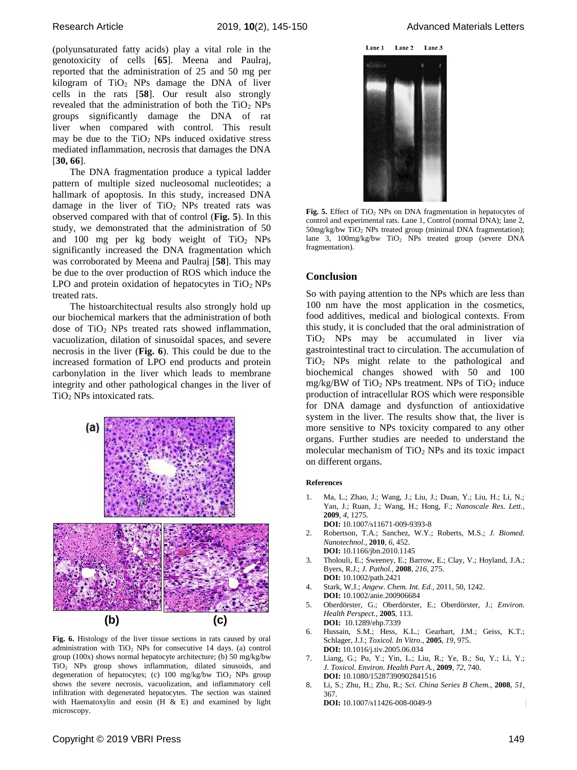(polyunsaturated fatty acids) play a vital role in the genotoxicity of cells [**65**]. Meena and Paulraj, reported that the administration of 25 and 50 mg per kilogram of $TiO_2$ NPs damage the DNA of liver cells in the rats [**58**]. Our result also strongly revealed that the administration of both the $TiO_2$ NPs groups significantly damage the DNA of rat liver when compared with control. This result may be due to the $TiO_2$ NPs induced oxidative stress mediated inflammation, necrosis that damages the DNA [**30, 66**].

The DNA fragmentation produce a typical ladder pattern of multiple sized nucleosomal nucleotides; a hallmark of apoptosis. In this study, increased DNA damage in the liver of $TiO_2$ NPs treated rats was observed compared with that of control (**Fig. 5**). In this study, we demonstrated that the administration of 50 and 100 mg per kg body weight of $TiO_2$ NPs significantly increased the DNA fragmentation which was corroborated by Meena and Paulraj [**58**]. This may be due to the over production of ROS which induce the LPO and protein oxidation of hepatocytes in $TiO_2$ NPs treated rats.

The histoarchitectual results also strongly hold up our biochemical markers that the administration of both dose of $TiO_2$ NPs treated rats showed inflammation, vacuolization, dilation of sinusoidal spaces, and severe necrosis in the liver (**Fig. 6**). This could be due to the increased formation of LPO end products and protein carbonylation in the liver which leads to membrane integrity and other pathological changes in the liver of $TiO_2$ NPs intoxicated rats.

**Fig. 6.** Histology of the liver tissue sections in rats caused by oral administration with $TiO_2$ NPs for consecutive 14 days. (a) control group (100x) shows normal hepatocyte architecture; (b) 50 mg/kg/bw $TiO_2$ NPs group shows inflammation, dilated sinusoids, and degeneration of hepatocytes; (c) 100 mg/kg/bw $TiO_2$ NPs group shows the severe necrosis, vacuolization, and inflammatory cell infiltration with degenerated hepatocytes. The section was stained with Haematoxylin and eosin (H & E) and examined by light microscopy.

**Fig. 5.** Effect of $TiO_2$ NPs on DNA fragmentation in hepatocytes of control and experimental rats. Lane 1, Control (normal DNA); lane 2, 50mg/kg/bw $TiO_2$ NPs treated group (minimal DNA fragmentation); lane 3, 100mg/kg/bw $TiO_2$ NPs treated group (severe DNA fragmentation).

## Conclusion

So with paying attention to the NPs which are less than 100 nm have the most application in the cosmetics, food additives, medical and biological contexts. From this study, it is concluded that the oral administration of $TiO_2$ NPs may be accumulated in liver via gastrointestinal tract to circulation. The accumulation of $TiO_2$ NPs might relate to the pathological and biochemical changes showed with 50 and 100 mg/kg/BW of $TiO_2$ NPs treatment. NPs of $TiO_2$ induce production of intracellular ROS which were responsible for DNA damage and dysfunction of antioxidative system in the liver. The results show that, the liver is more sensitive to NPs toxicity compared to any other organs. Further studies are needed to understand the molecular mechanism of $TiO_2$ NPs and its toxic impact on different organs.

### References

1. Ma, L.; Zhao, J.; Wang, J.; Liu, J.; Duan, Y.; Liu, H.; Li, N.; Yan, J.; Ruan, J.; Wang, H.; Hong, F.; *Nanoscale Res. Lett.*, **2009**, *4*, 1275.
   **DOI:** 10.1007/s11671-009-9393-8
2. Robertson, T.A.; Sanchez, W.Y.; Roberts, M.S.; *J. Biomed. Nanotechnol.*, **2010**, *6*, 452.
   **DOI:** 10.1166/jbn.2010.1145
3. Tholouli, E.; Sweeney, E.; Barrow, E.; Clay, V.; Hoyland, J.A.; Byers, R.J.; *J. Pathol.*, **2008**, *216*, 275.
   **DOI:** 10.1002/path.2421
4. Stark, W.J.; *Angew. Chem. Int. Ed.*, 2011, 50, 1242.
   **DOI:** 10.1002/anie.200906684
5. Oberdörster, G.; Oberdörster, E.; Oberdörster, J.; *Environ. Health Perspect.*, **2005**, 113.
   **DOI:** 10.1289/ehp.7339
6. Hussain, S.M.; Hess, K.L.; Gearhart, J.M.; Geiss, K.T.; Schlager, J.J.; *Toxicol. In Vitro.*, **2005**, *19*, 975.
   **DOI:** 10.1016/j.tiv.2005.06.034
7. Liang, G.; Pu, Y.; Yin, L.; Liu, R.; Ye, B.; Su, Y.; Li, Y.; *J. Toxicol. Environ. Health Part A.*, **2009**, *72*, 740.
   **DOI:** 10.1080/15287390902841516
8. Li, S.; Zhu, H.; Zhu, R.; *Sci. China Series B Chem.*, **2008**, *51*, 367.
   **DOI:** 10.1007/s11426-008-0049-9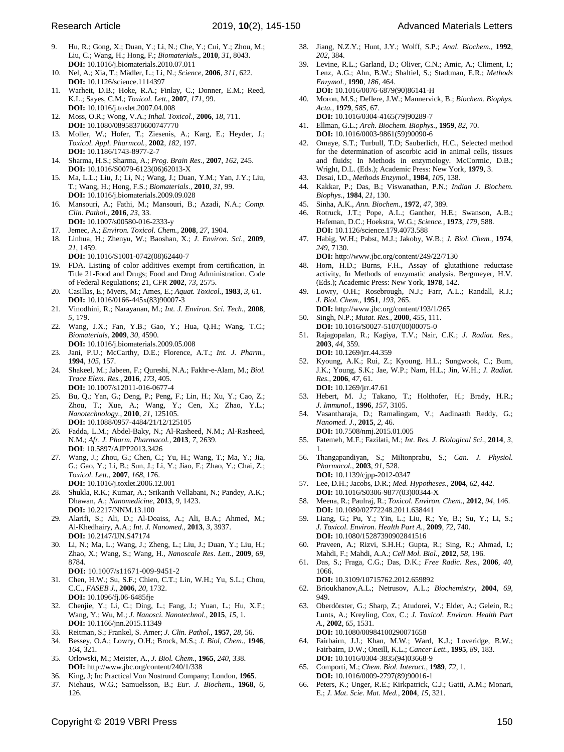9. Hu, R.; Gong, X.; Duan, Y.; Li, N.; Che, Y.; Cui, Y.; Zhou, M.; Liu, C.; Wang, H.; Hong, F.; *Biomaterials.*, **2010**, *31*, 8043. **DOI:** 10.1016/j.biomaterials.2010.07.011
10. Nel, A.; Xia, T.; Mädler, L.; Li, N.; *Science*, **2006**, *311*, 622. **DOI:** 10.1126/science.1114397
11. Warheit, D.B.; Hoke, R.A.; Finlay, C.; Donner, E.M.; Reed, K.L.; Sayes, C.M.; *Toxicol. Lett.*, **2007**, *171*, 99. **DOI:** 10.1016/j.toxlet.2007.04.008
12. Moss, O.R.; Wong, V.A.; *Inhal. Toxicol.*, **2006**, *18*, 711. **DOI:** 10.1080/08958370600747770
13. Moller, W.; Hofer, T.; Ziesenis, A.; Karg, E.; Heyder, J.; *Toxicol. Appl. Pharmcol.*, **2002**, *182*, 197. **DOI:** 10.1186/1743-8977-2-7
14. Sharma, H.S.; Sharma, A.; *Prog. Brain Res.*, **2007**, *162*, 245. **DOI:** 10.1016/S0079-6123(06)62013-X
15. Ma, L.L.; Liu, J.; Li, N.; Wang, J.; Duan, Y.M.; Yan, J.Y.; Liu, T.; Wang, H.; Hong, F.S.; *Biomaterials.*, **2010**, *31*, 99. **DOI:** 10.1016/j.biomaterials.2009.09.028
16. Mansouri, A.; Fathi, M.; Mansouri, B.; Azadi, N.A.; *Comp. Clin. Pathol.*, **2016**, *23*, 33. **DOI:** 10.1007/s00580-016-2333-y
17. Jemec, A.; *Environ. Toxicol. Chem.*, **2008**, *27*, 1904.
18. Linhua, H.; Zhenyu, W.; Baoshan, X.; *J. Environ. Sci.*, **2009**, *21*, 1459. **DOI:** 10.1016/S1001-0742(08)62440-7
19. FDA. Listing of color additives exempt from certification, In Title 21-Food and Drugs; Food and Drug Administration. Code of Federal Regulations; 21, CFR **2002**, *73*, 2575.
20. Casillas, E.; Myers, M.; Ames, E.; *Aquat. Toxicol.*, **1983**, *3*, 61. **DOI:** 10.1016/0166-445x(83)90007-3
21. Vinodhini, R.; Narayanan, M.; *Int. J. Environ. Sci. Tech.*, **2008**, *5*, 179.
22. Wang, J.X.; Fan, Y.B.; Gao, Y.; Hua, Q.H.; Wang, T.C.; *Biomaterials*, **2009**, *30*, 4590. **DOI:** 10.1016/j.biomaterials.2009.05.008
23. Jani, P.U.; McCarthy, D.E.; Florence, A.T.; *Int. J. Pharm.*, **1994**, *105*, 157.
24. Shakeel, M.; Jabeen, F.; Qureshi, N.A.; Fakhr-e-Alam, M.; *Biol. Trace Elem. Res.*, **2016**, *173*, 405. **DOI:** 10.1007/s12011-016-0677-4
25. Bu, Q.; Yan, G.; Deng, P.; Peng, F.; Lin, H.; Xu, Y.; Cao, Z.; Zhou, T.; Xue, A.; Wang, Y.; Cen, X.; Zhao, Y.L.; *Nanotechnology.*, **2010**, *21*, 125105. **DOI:** 10.1088/0957-4484/21/12/125105
26. Fadda, L.M.; Abdel-Baky, N.; Al-Rasheed, N.M.; Al-Rasheed, N.M.; *Afr. J. Pharm. Pharmacol.*, **2013**, *7*, 2639. **DOI**: 10.5897/AJPP2013.3426
27. Wang, J.; Zhou, G.; Chen, C.; Yu, H.; Wang, T.; Ma, Y.; Jia, G.; Gao, Y.; Li, B.; Sun, J.; Li, Y.; Jiao, F.; Zhao, Y.; Chai, Z.; *Toxicol. Lett.*, **2007**, *168*, 176. **DOI:** 10.1016/j.toxlet.2006.12.001
28. Shukla, R.K.; Kumar, A.; Srikanth Vellabani, N.; Pandey, A.K.; Dhawan, A.; *Nanomedicine*, **2013**, *9*, 1423. **DOI:** 10.2217/NNM.13.100
29. Alarifi, S.; Ali, D.; Al-Doaiss, A.; Ali, B.A.; Ahmed, M.; Al-Khedhairy, A.A.; *Int. J. Nanomed.*, **2013**, *3*, 3937. **DOI:** 10.2147/IJN.S47174
30. Li, N.; Ma, L.; Wang, J.; Zheng, L.; Liu, J.; Duan, Y.; Liu, H.; Zhao, X.; Wang, S.; Wang, H., *Nanoscale Res. Lett.*, **2009**, *69*, 8784. **DOI:** 10.1007/s11671-009-9451-2
31. Chen, H.W.; Su, S.F.; Chien, C.T.; Lin, W.H.; Yu, S.L.; Chou, C.C., *FASEB J.*, **2006**, *20*, 1732. **DOI:** 10.1096/fj.06-6485fje
32. Chenjie, Y.; Li, C.; Ding, L.; Fang, J.; Yuan, L.; Hu, X.F.; Wang, Y.; Wu, M.; *J. Nanosci. Nanotechnol.*, **2015**, *15*, 1. **DOI:** 10.1166/jnn.2015.11349
33. Reitman, S.; Frankel, S. Amer; *J. Clin. Pathol.*, **1957**, *28*, 56.
34. Bessey, O.A.; Lowry, O.H.; Brock, M.S.; *J. Biol, Chem.*, **1946**, *164*, 321.
35. Orlowski, M.; Meister, A., *J. Biol. Chem.*, **1965**, *240*, 338. **DOI:** http://www.jbc.org/content/240/1/338
36. King, J; In: Practical Von Nostrund Company; London, **1965**.
37. Niehaus, W.G.; Samuelsson, B.; *Eur. J. Biochem.*, **1968**, *6*, 126.
38. Jiang, N.Z.Y.; Hunt, J.Y.; Wolff, S.P.; *Anal. Biochem.*, **1992**, *202*, 384.
39. Levine, R.L.; Garland, D.; Oliver, C.N.; Amic, A.; Climent, I.; Lenz, A.G.; Ahn, B.W.; Shaltiel, S.; Stadtman, E.R.; *Methods Enzymol.*, **1990**, *186*, 464. **DOI:** 10.1016/0076-6879(90)86141-H
40. Moron, M.S.; Deflere, J.W.; Mannervick, B.; *Biochem. Biophys. Acta.*, **1979**, *585*, 67. **DOI:** 10.1016/0304-4165(79)90289-7
41. Ellman, G.L.; *Arch. Biochem. Biophys.*, **1959**, *82*, 70. **DOI:** 10.1016/0003-9861(59)90090-6
42. Omaye, S.T.; Turbull, T.D; Sauberlich, H.C., Selected method for the determination of ascorbic acid in animal cells, tissues and fluids; In Methods in enzymology. McCormic, D.B.; Wright, D.L. (Eds.); Academic Press: New York, **1979**, 3.
43. Desai, I.D., *Methods Enzymol.*, **1984**, *105*, 138.
44. Kakkar, P.; Das, B.; Viswanathan, P.N.; *Indian J. Biochem. Biophys.*, **1984**, *21*, 130.
45. Sinha, A.K., *Ann. Biochem.*, **1972**, *47*, 389.
46. Rotruck, J.T.; Pope, A.L.; Ganther, H.E.; Swanson, A.B.; Hafeman, D.C.; Hoekstra, W.G.; *Science.*, **1973**, *179*, 588. **DOI:** 10.1126/science.179.4073.588
47. Habig, W.H.; Pabst, M.J.; Jakoby, W.B.; *J. Biol. Chem.*, **1974**, *249*, 7130. **DOI:** http://www.jbc.org/content/249/22/7130
48. Horn, H.D.; Burns, F.H., Assay of glutathione reductase activity, In Methods of enzymatic analysis. Bergmeyer, H.V. (Eds.); Academic Press: New York, **1978**, 142.
49. Lowry, O.H.; Rosebrough, N.J.; Farr, A.L.; Randall, R.J.; *J. Biol. Chem.*, **1951**, *193*, 265. **DOI:** http://www.jbc.org/content/193/1/265
50. Singh, N.P.; *Mutat. Res.*, **2000**, *455*, 111. **DOI:** 10.1016/S0027-5107(00)00075-0
51. Rajagopalan, R.; Kagiya, T.V.; Nair, C.K.; *J. Radiat. Res.*, **2003**, *44*, 359. **DOI:** 10.1269/jrr.44.359
52. Kyoung, A.K.; Rui, Z.; Kyoung, H.L.; Sungwook, C.; Bum, J.K.; Young, S.K.; Jae, W.P.; Nam, H.L.; Jin, W.H.; *J. Radiat. Res.*, **2006**, *47*, 61. **DOI:** 10.1269/jrr.47.61
53. Hebert, M. J.; Takano, T.; Holthofer, H.; Brady, H.R.; *J. Immunol.*, **1996**, *157*, 3105.
54. Vasantharaja, D.; Ramalingam, V.; Aadinaath Reddy, G.; *Nanomed. J.*, **2015**, *2*, 46. **DOI:** 10.7508/nmj.2015.01.005
55. Fatemeh, M.F.; Fazilati, M.; *Int. Res. J. Biological Sci.*, **2014**, *3*, 1.
56. Thangapandiyan, S.; Miltonprabu, S.; *Can. J. Physiol. Pharmacol.*, **2003**, *91*, 528. **DOI:** 10.1139/cjpp-2012-0347
57. Lee, D.H.; Jacobs, D.R.; *Med. Hypotheses.*, **2004**, *62*, 442. **DOI:** 10.1016/S0306-9877(03)00344-X
58. Meena, R.; Paulraj, R.; *Toxicol. Environ. Chem.*, **2012**, *94*, 146. **DOI:** 10.1080/02772248.2011.638441
59. Liang, G.; Pu, Y.; Yin, L.; Liu, R.; Ye, B.; Su, Y.; Li, S.; *J. Toxicol. Environ. Health Part A.*, **2009**, *72*, 740. **DOI:** 10.1080/15287390902841516
60. Praveen, A.; Rizvi, S.H.H.; Gupta, R.; Sing, R.; Ahmad, I.; Mahdi, F.; Mahdi, A.A.; *Cell Mol. Biol.*, **2012**, *58*, 196.
61. Das, S.; Fraga, C.G.; Das, D.K.; *Free Radic. Res.*, **2006**, *40*, 1066. **DOI:** 10.3109/10715762.2012.659892
62. Brioukhanov,A.L.; Netrusov, A.L.; *Biochemistry*, **2004**, *69*, 949.
63. Oberdörster, G.; Sharp, Z.; Atudorei, V.; Elder, A.; Gelein, R.; Lunts, A.; Kreyling, Cox, C.; *J. Toxicol. Environ. Health Part A.*, **2002**, *65*, 1531. **DOI:** 10.1080/00984100290071658
64. Fairbairn, J.J.; Khan, M.W.; Ward, K.J.; Loveridge, B.W.; Fairbairn, D.W.; Oneill, K.L.; *Cancer Lett.*, **1995**, *89*, 183. **DOI:** 10.1016/0304-3835(94)03668-9
65. Comporti, M.; *Chem. Biol. Interact.*, **1989**, *72*, 1. **DOI:** 10.1016/0009-2797(89)90016-1
66. Peters, K.; Unger, R.E.; Kirkpatrick, C.J.; Gatti, A.M.; Monari, E.; *J. Mat. Scie. Mat. Med.*, **2004**, *15*, 321.